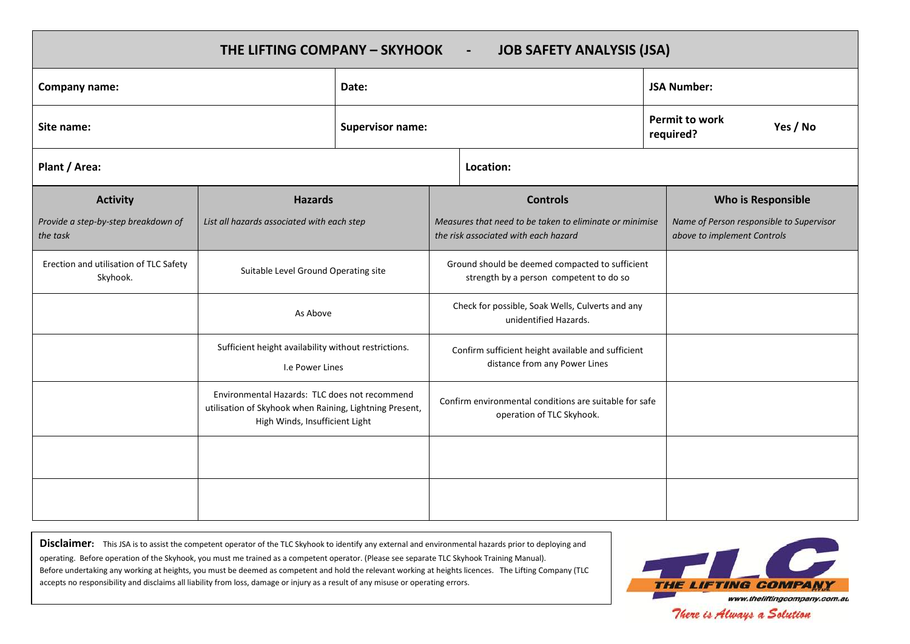# THE LIFTING COMPANY – SKYHOOK - JOB SAFETY ANALYSIS (JSA)

| **Company name:** | **Date:** | **JSA Number:** |
|---|---|---|
| **Site name:** | **Supervisor name:** | **Permit to work required?** Yes / No |
| **Plant / Area:** | **Location:** | |

| **Activity**<br>*Provide a step-by-step breakdown of the task* | **Hazards**<br>*List all hazards associated with each step* | **Controls**<br>*Measures that need to be taken to eliminate or minimise the risk associated with each hazard* | **Who is Responsible**<br>*Name of Person responsible to Supervisor above to implement Controls* |
|---|---|---|---|
| Erection and utilisation of TLC Safety Skyhook. | Suitable Level Ground Operating site | Ground should be deemed compacted to sufficient strength by a person competent to do so | |
| | As Above | Check for possible, Soak Wells, Culverts and any unidentified Hazards. | |
| | Sufficient height availability without restrictions.<br>I.e Power Lines | Confirm sufficient height available and sufficient distance from any Power Lines | |
| | Environmental Hazards: TLC does not recommend utilisation of Skyhook when Raining, Lightning Present, High Winds, Insufficient Light | Confirm environmental conditions are suitable for safe operation of TLC Skyhook. | |
| | | | |
| | | | |

**Disclaimer:** This JSA is to assist the competent operator of the TLC Skyhook to identify any external and environmental hazards prior to deploying and operating. Before operation of the Skyhook, you must me trained as a competent operator. (Please see separate TLC Skyhook Training Manual). Before undertaking any working at heights, you must be deemed as competent and hold the relevant working at heights licences. The Lifting Company (TLC accepts no responsibility and disclaims all liability from loss, damage or injury as a result of any misuse or operating errors.

TLC THE LIFTING COMPANY
www.theliftingcompany.com.au
*There is Always a Solution*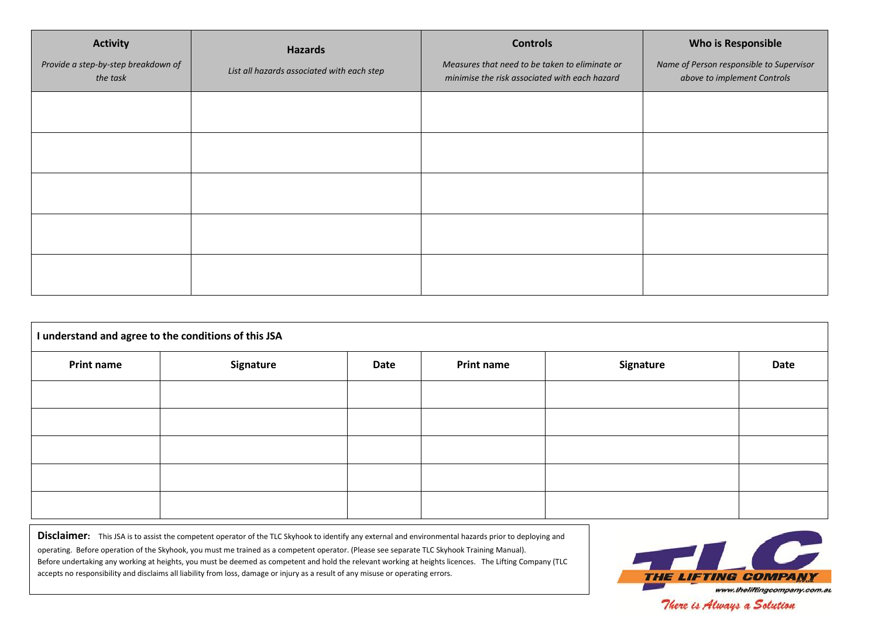| **Activity**<br>*Provide a step-by-step breakdown of the task* | **Hazards**<br>*List all hazards associated with each step* | **Controls**<br>*Measures that need to be taken to eliminate or minimise the risk associated with each hazard* | **Who is Responsible**<br>*Name of Person responsible to Supervisor above to implement Controls* |
|---|---|---|---|
| | | | |
| | | | |
| | | | |
| | | | |
| | | | |

| **I understand and agree to the conditions of this JSA** | | | | | |
|---|---|---|---|---|---|
| **Print name** | **Signature** | **Date** | **Print name** | **Signature** | **Date** |
| | | | | | |
| | | | | | |
| | | | | | |
| | | | | | |
| | | | | | |

**Disclaimer:** This JSA is to assist the competent operator of the TLC Skyhook to identify any external and environmental hazards prior to deploying and operating. Before operation of the Skyhook, you must me trained as a competent operator. (Please see separate TLC Skyhook Training Manual). Before undertaking any working at heights, you must be deemed as competent and hold the relevant working at heights licences. The Lifting Company (TLC accepts no responsibility and disclaims all liability from loss, damage or injury as a result of any misuse or operating errors.

TLC THE LIFTING COMPANY

www.theliftingcompany.com.au

*There is Always a Solution*